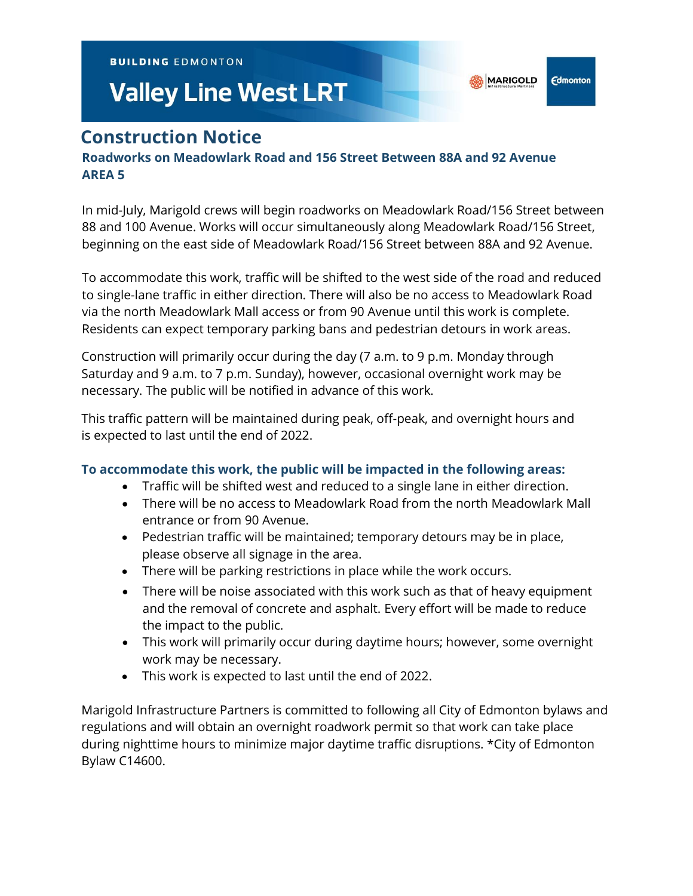BUILDING EDMONTON

# Valley Line West LRT

MARIGOLD Infrastructure Partners | Edmonton

## Construction Notice

### Roadworks on Meadowlark Road and 156 Street Between 88A and 92 Avenue AREA 5

In mid-July, Marigold crews will begin roadworks on Meadowlark Road/156 Street between 88 and 100 Avenue. Works will occur simultaneously along Meadowlark Road/156 Street, beginning on the east side of Meadowlark Road/156 Street between 88A and 92 Avenue.

To accommodate this work, traffic will be shifted to the west side of the road and reduced to single-lane traffic in either direction. There will also be no access to Meadowlark Road via the north Meadowlark Mall access or from 90 Avenue until this work is complete. Residents can expect temporary parking bans and pedestrian detours in work areas.

Construction will primarily occur during the day (7 a.m. to 9 p.m. Monday through Saturday and 9 a.m. to 7 p.m. Sunday), however, occasional overnight work may be necessary. The public will be notified in advance of this work.

This traffic pattern will be maintained during peak, off-peak, and overnight hours and is expected to last until the end of 2022.

**To accommodate this work, the public will be impacted in the following areas:**

- Traffic will be shifted west and reduced to a single lane in either direction.
- There will be no access to Meadowlark Road from the north Meadowlark Mall entrance or from 90 Avenue.
- Pedestrian traffic will be maintained; temporary detours may be in place, please observe all signage in the area.
- There will be parking restrictions in place while the work occurs.
- There will be noise associated with this work such as that of heavy equipment and the removal of concrete and asphalt. Every effort will be made to reduce the impact to the public.
- This work will primarily occur during daytime hours; however, some overnight work may be necessary.
- This work is expected to last until the end of 2022.

Marigold Infrastructure Partners is committed to following all City of Edmonton bylaws and regulations and will obtain an overnight roadwork permit so that work can take place during nighttime hours to minimize major daytime traffic disruptions. *City of Edmonton Bylaw C14600.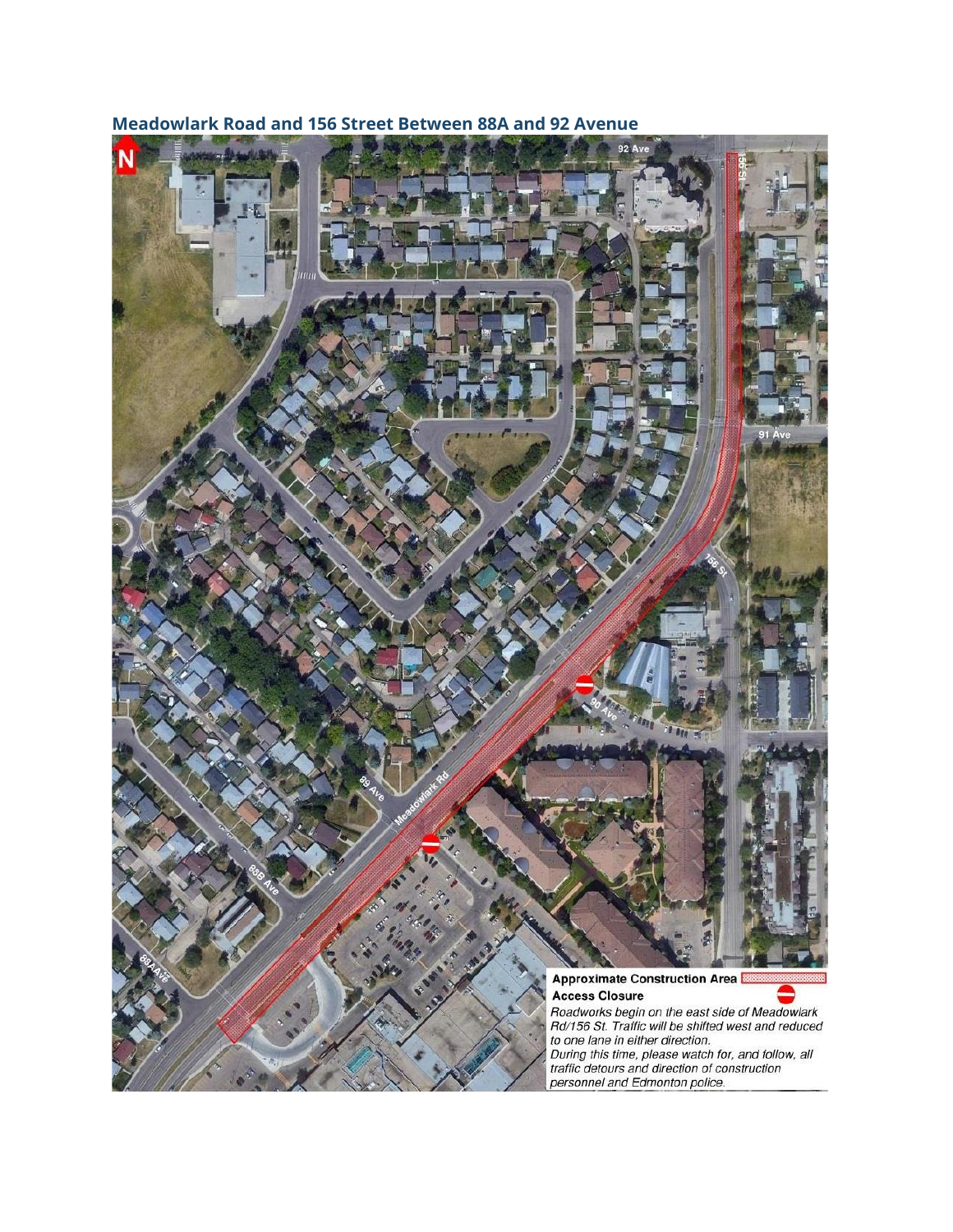### Meadowlark Road and 156 Street Between 88A and 92 Avenue

**Approximate Construction Area**

**Access Closure**

*Roadworks begin on the east side of Meadowlark Rd/156 St. Traffic will be shifted west and reduced to one lane in either direction.*

*During this time, please watch for, and follow, all traffic detours and direction of construction personnel and Edmonton police.*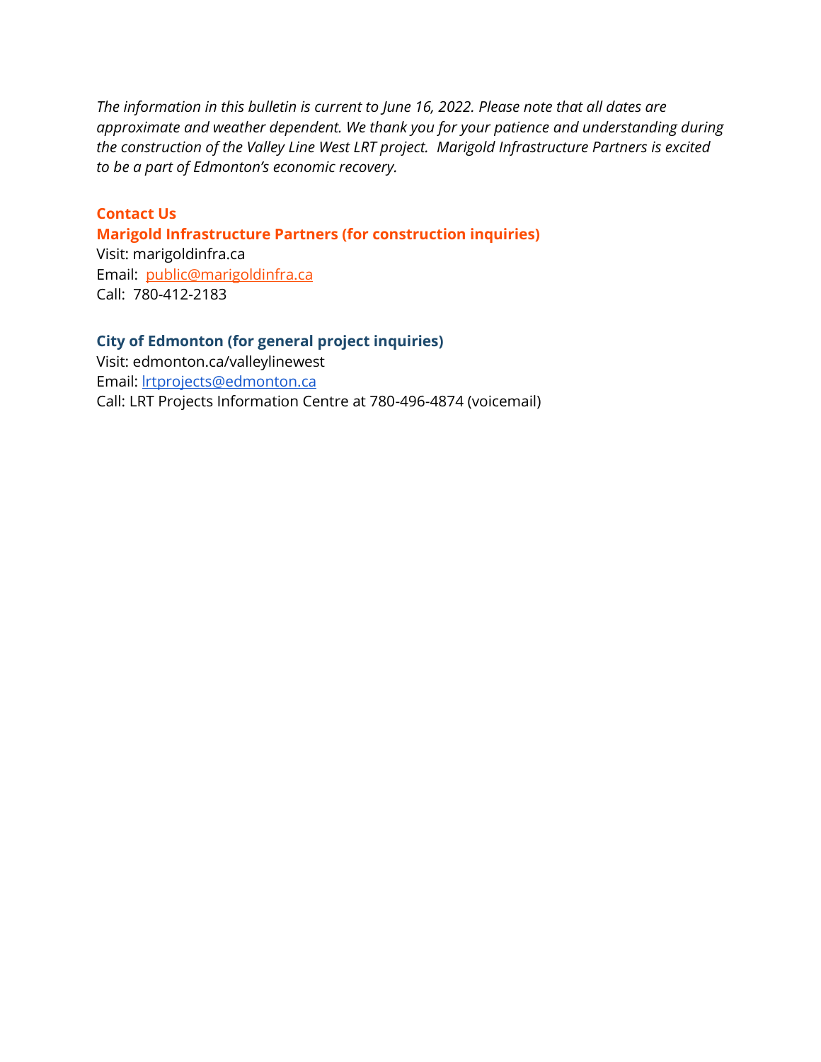*The information in this bulletin is current to June 16, 2022. Please note that all dates are approximate and weather dependent. We thank you for your patience and understanding during the construction of the Valley Line West LRT project. Marigold Infrastructure Partners is excited to be a part of Edmonton's economic recovery.*

## Contact Us

### Marigold Infrastructure Partners (for construction inquiries)

Visit: marigoldinfra.ca
Email: public@marigoldinfra.ca
Call: 780-412-2183

### City of Edmonton (for general project inquiries)

Visit: edmonton.ca/valleylinewest
Email: lrtprojects@edmonton.ca
Call: LRT Projects Information Centre at 780-496-4874 (voicemail)